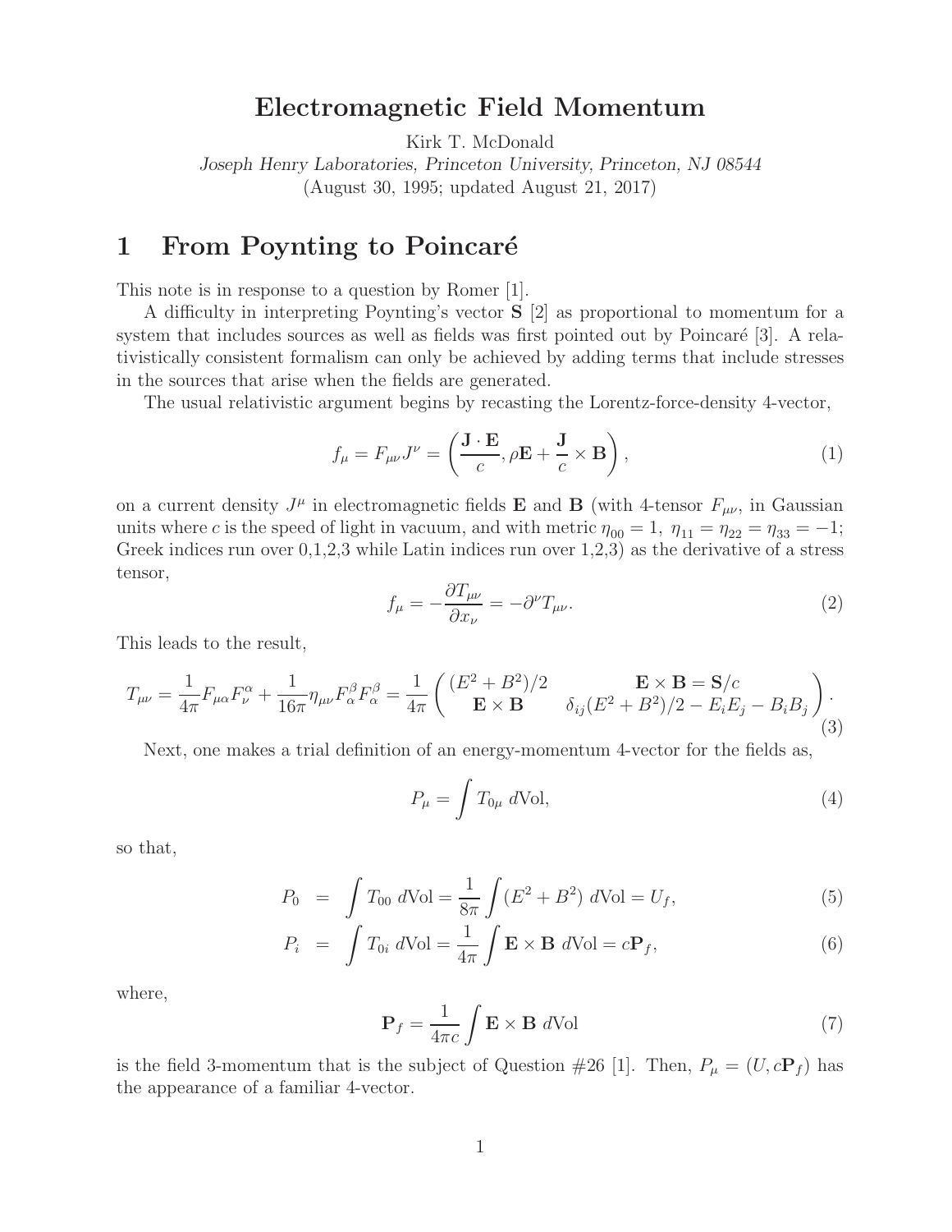# Electromagnetic Field Momentum

Kirk T. McDonald

*Joseph Henry Laboratories, Princeton University, Princeton, NJ 08544*

(August 30, 1995; updated August 21, 2017)

## 1 From Poynting to Poincaré

This note is in response to a question by Romer [1].

A difficulty in interpreting Poynting's vector $\mathbf{S}$ [2] as proportional to momentum for a system that includes sources as well as fields was first pointed out by Poincaré [3]. A relativistically consistent formalism can only be achieved by adding terms that include stresses in the sources that arise when the fields are generated.

The usual relativistic argument begins by recasting the Lorentz-force-density 4-vector,

$$f_\mu = F_{\mu\nu} J^\nu = \left( \frac{\mathbf{J} \cdot \mathbf{E}}{c}, \rho \mathbf{E} + \frac{\mathbf{J}}{c} \times \mathbf{B} \right), \tag{1}$$

on a current density $J^\mu$ in electromagnetic fields $\mathbf{E}$ and $\mathbf{B}$ (with 4-tensor $F_{\mu\nu}$, in Gaussian units where $c$ is the speed of light in vacuum, and with metric $\eta_{00} = 1$, $\eta_{11} = \eta_{22} = \eta_{33} = -1$; Greek indices run over 0,1,2,3 while Latin indices run over 1,2,3) as the derivative of a stress tensor,

$$f_\mu = -\frac{\partial T_{\mu\nu}}{\partial x_\nu} = -\partial^\nu T_{\mu\nu}. \tag{2}$$

This leads to the result,

$$T_{\mu\nu} = \frac{1}{4\pi} F_{\mu\alpha} F^\alpha_\nu + \frac{1}{16\pi} \eta_{\mu\nu} F^\beta_\alpha F^\beta_\alpha = \frac{1}{4\pi} \begin{pmatrix} (E^2 + B^2)/2 & \mathbf{E} \times \mathbf{B} = \mathbf{S}/c \\ \mathbf{E} \times \mathbf{B} & \delta_{ij}(E^2 + B^2)/2 - E_i E_j - B_i B_j \end{pmatrix}. \tag{3}$$

Next, one makes a trial definition of an energy-momentum 4-vector for the fields as,

$$P_\mu = \int T_{0\mu} \, d\text{Vol}, \tag{4}$$

so that,

$$P_0 = \int T_{00} \, d\text{Vol} = \frac{1}{8\pi} \int (E^2 + B^2) \, d\text{Vol} = U_f, \tag{5}$$

$$P_i = \int T_{0i} \, d\text{Vol} = \frac{1}{4\pi} \int \mathbf{E} \times \mathbf{B} \, d\text{Vol} = c\mathbf{P}_f, \tag{6}$$

where,

$$\mathbf{P}_f = \frac{1}{4\pi c} \int \mathbf{E} \times \mathbf{B} \, d\text{Vol} \tag{7}$$

is the field 3-momentum that is the subject of Question #26 [1]. Then, $P_\mu = (U, c\mathbf{P}_f)$ has the appearance of a familiar 4-vector.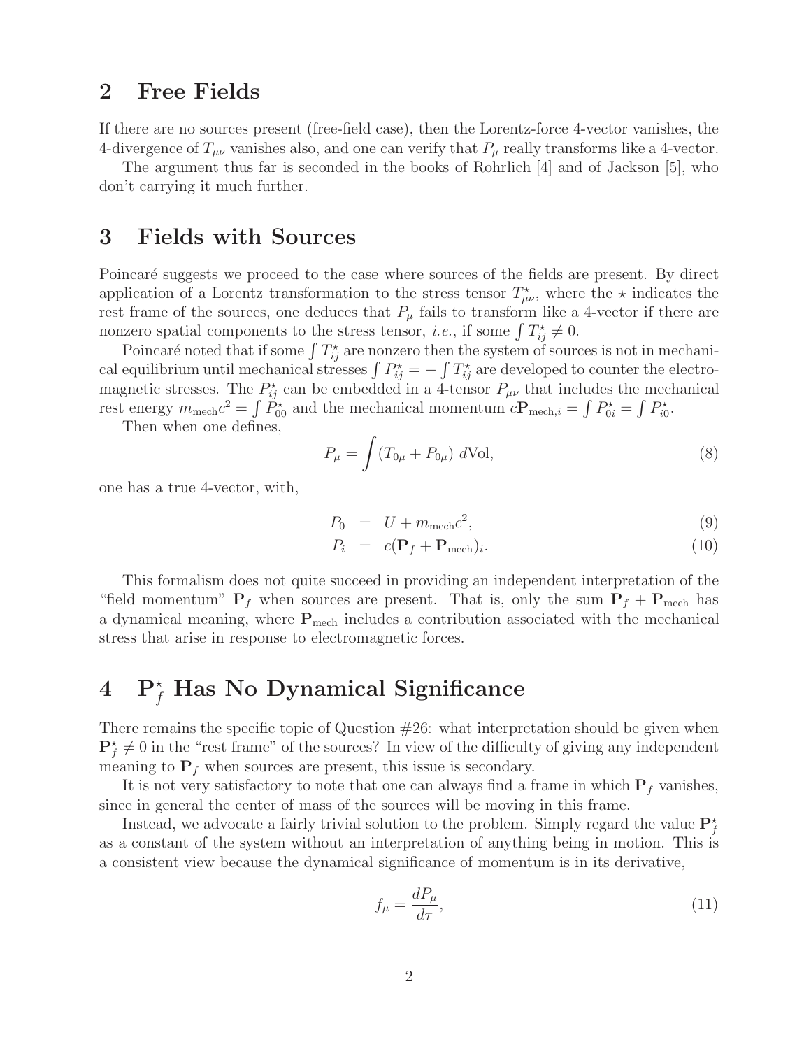## 2 Free Fields

If there are no sources present (free-field case), then the Lorentz-force 4-vector vanishes, the 4-divergence of $T_{\mu\nu}$ vanishes also, and one can verify that $P_\mu$ really transforms like a 4-vector.

The argument thus far is seconded in the books of Rohrlich [4] and of Jackson [5], who don't carrying it much further.

## 3 Fields with Sources

Poincaré suggests we proceed to the case where sources of the fields are present. By direct application of a Lorentz transformation to the stress tensor $T^\star_{\mu\nu}$, where the $\star$ indicates the rest frame of the sources, one deduces that $P_\mu$ fails to transform like a 4-vector if there are nonzero spatial components to the stress tensor, *i.e.*, if some $\int T^\star_{ij} \neq 0$.

Poincaré noted that if some $\int T^\star_{ij}$ are nonzero then the system of sources is not in mechanical equilibrium until mechanical stresses $\int P^\star_{ij} = -\int T^\star_{ij}$ are developed to counter the electromagnetic stresses. The $P^\star_{ij}$ can be embedded in a 4-tensor $P_{\mu\nu}$ that includes the mechanical rest energy $m_{\rm mech}c^2 = \int P^\star_{00}$ and the mechanical momentum $c\mathbf{P}_{{\rm mech},i} = \int P^\star_{0i} = \int P^\star_{i0}$.

Then when one defines,

$$P_\mu = \int (T_{0\mu} + P_{0\mu}) \; d{\rm Vol}, \tag{8}$$

one has a true 4-vector, with,

$$P_0 = U + m_{\rm mech}c^2, \tag{9}$$

$$P_i = c(\mathbf{P}_f + \mathbf{P}_{\rm mech})_i. \tag{10}$$

This formalism does not quite succeed in providing an independent interpretation of the "field momentum" $\mathbf{P}_f$ when sources are present. That is, only the sum $\mathbf{P}_f + \mathbf{P}_{\rm mech}$ has a dynamical meaning, where $\mathbf{P}_{\rm mech}$ includes a contribution associated with the mechanical stress that arise in response to electromagnetic forces.

## 4 $\mathbf{P}^\star_f$ Has No Dynamical Significance

There remains the specific topic of Question #26: what interpretation should be given when $\mathbf{P}^\star_f \neq 0$ in the "rest frame" of the sources? In view of the difficulty of giving any independent meaning to $\mathbf{P}_f$ when sources are present, this issue is secondary.

It is not very satisfactory to note that one can always find a frame in which $\mathbf{P}_f$ vanishes, since in general the center of mass of the sources will be moving in this frame.

Instead, we advocate a fairly trivial solution to the problem. Simply regard the value $\mathbf{P}^\star_f$ as a constant of the system without an interpretation of anything being in motion. This is a consistent view because the dynamical significance of momentum is in its derivative,

$$f_\mu = \frac{dP_\mu}{d\tau}, \tag{11}$$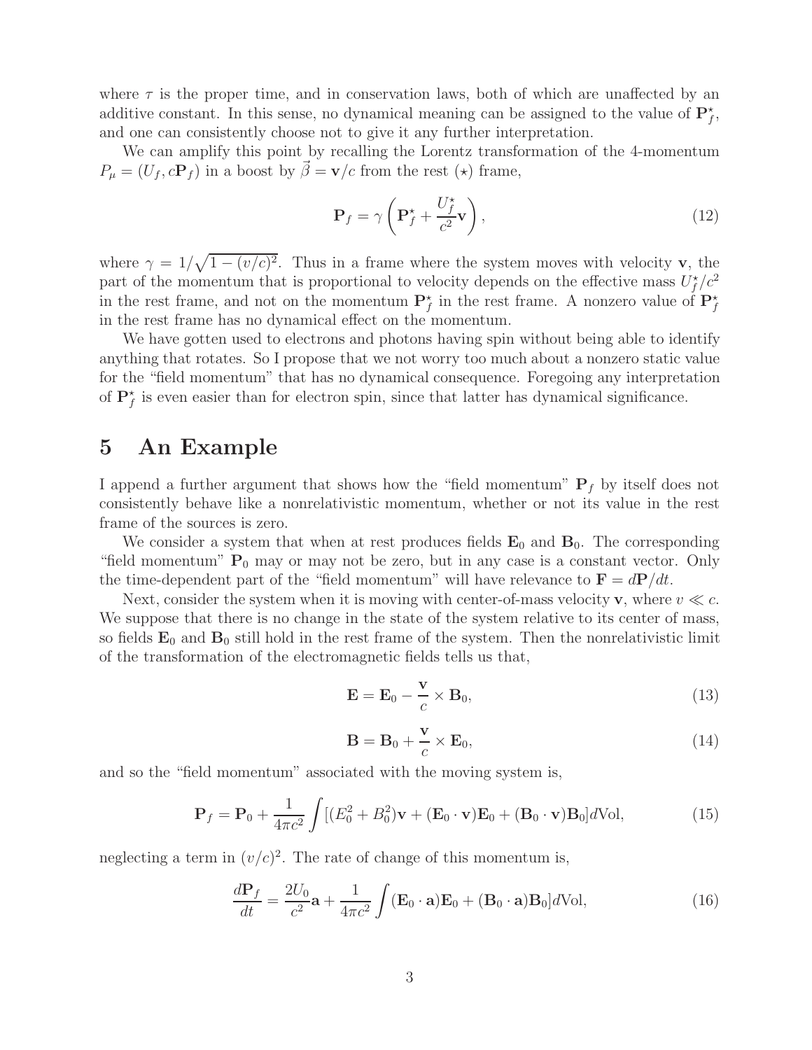where $\tau$ is the proper time, and in conservation laws, both of which are unaffected by an additive constant. In this sense, no dynamical meaning can be assigned to the value of $\mathbf{P}_f^\star$, and one can consistently choose not to give it any further interpretation.

We can amplify this point by recalling the Lorentz transformation of the 4-momentum $P_\mu = (U_f, c\mathbf{P}_f)$ in a boost by $\vec{\beta} = \mathbf{v}/c$ from the rest $(\star)$ frame,

$$\mathbf{P}_f = \gamma \left( \mathbf{P}_f^\star + \frac{U_f^\star}{c^2} \mathbf{v} \right), \tag{12}$$

where $\gamma = 1/\sqrt{1 - (v/c)^2}$. Thus in a frame where the system moves with velocity $\mathbf{v}$, the part of the momentum that is proportional to velocity depends on the effective mass $U_f^\star/c^2$ in the rest frame, and not on the momentum $\mathbf{P}_f^\star$ in the rest frame. A nonzero value of $\mathbf{P}_f^\star$ in the rest frame has no dynamical effect on the momentum.

We have gotten used to electrons and photons having spin without being able to identify anything that rotates. So I propose that we not worry too much about a nonzero static value for the "field momentum" that has no dynamical consequence. Foregoing any interpretation of $\mathbf{P}_f^\star$ is even easier than for electron spin, since that latter has dynamical significance.

# 5 An Example

I append a further argument that shows how the "field momentum" $\mathbf{P}_f$ by itself does not consistently behave like a nonrelativistic momentum, whether or not its value in the rest frame of the sources is zero.

We consider a system that when at rest produces fields $\mathbf{E}_0$ and $\mathbf{B}_0$. The corresponding "field momentum" $\mathbf{P}_0$ may or may not be zero, but in any case is a constant vector. Only the time-dependent part of the "field momentum" will have relevance to $\mathbf{F} = d\mathbf{P}/dt$.

Next, consider the system when it is moving with center-of-mass velocity $\mathbf{v}$, where $v \ll c$. We suppose that there is no change in the state of the system relative to its center of mass, so fields $\mathbf{E}_0$ and $\mathbf{B}_0$ still hold in the rest frame of the system. Then the nonrelativistic limit of the transformation of the electromagnetic fields tells us that,

$$\mathbf{E} = \mathbf{E}_0 - \frac{\mathbf{v}}{c} \times \mathbf{B}_0, \tag{13}$$

$$\mathbf{B} = \mathbf{B}_0 + \frac{\mathbf{v}}{c} \times \mathbf{E}_0, \tag{14}$$

and so the "field momentum" associated with the moving system is,

$$\mathbf{P}_f = \mathbf{P}_0 + \frac{1}{4\pi c^2} \int [(E_0^2 + B_0^2)\mathbf{v} + (\mathbf{E}_0 \cdot \mathbf{v})\mathbf{E}_0 + (\mathbf{B}_0 \cdot \mathbf{v})\mathbf{B}_0] d\mathrm{Vol}, \tag{15}$$

neglecting a term in $(v/c)^2$. The rate of change of this momentum is,

$$\frac{d\mathbf{P}_f}{dt} = \frac{2U_0}{c^2}\mathbf{a} + \frac{1}{4\pi c^2} \int (\mathbf{E}_0 \cdot \mathbf{a})\mathbf{E}_0 + (\mathbf{B}_0 \cdot \mathbf{a})\mathbf{B}_0] d\mathrm{Vol}, \tag{16}$$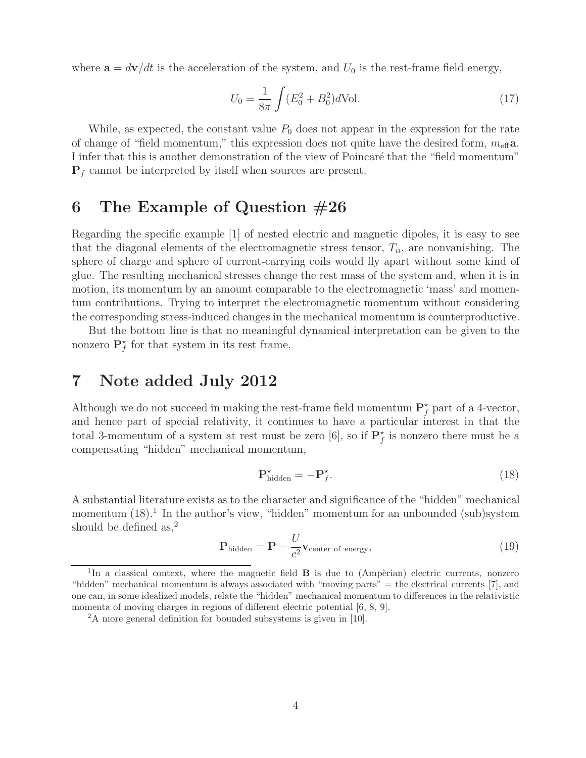where $\mathbf{a} = d\mathbf{v}/dt$ is the acceleration of the system, and $U_0$ is the rest-frame field energy,

$$U_0 = \frac{1}{8\pi} \int (E_0^2 + B_0^2) d\text{Vol}. \tag{17}$$

While, as expected, the constant value $P_0$ does not appear in the expression for the rate of change of "field momentum," this expression does not quite have the desired form, $m_{\text{eff}}\mathbf{a}$. I infer that this is another demonstration of the view of Poincaré that the "field momentum" $\mathbf{P}_f$ cannot be interpreted by itself when sources are present.

## 6 The Example of Question #26

Regarding the specific example [1] of nested electric and magnetic dipoles, it is easy to see that the diagonal elements of the electromagnetic stress tensor, $T_{ii}$, are nonvanishing. The sphere of charge and sphere of current-carrying coils would fly apart without some kind of glue. The resulting mechanical stresses change the rest mass of the system and, when it is in motion, its momentum by an amount comparable to the electromagnetic 'mass' and momentum contributions. Trying to interpret the electromagnetic momentum without considering the corresponding stress-induced changes in the mechanical momentum is counterproductive.

But the bottom line is that no meaningful dynamical interpretation can be given to the nonzero $\mathbf{P}_f^\star$ for that system in its rest frame.

## 7 Note added July 2012

Although we do not succeed in making the rest-frame field momentum $\mathbf{P}_f^\star$ part of a 4-vector, and hence part of special relativity, it continues to have a particular interest in that the total 3-momentum of a system at rest must be zero [6], so if $\mathbf{P}_f^\star$ is nonzero there must be a compensating "hidden" mechanical momentum,

$$\mathbf{P}_{\text{hidden}}^\star = -\mathbf{P}_f^\star. \tag{18}$$

A substantial literature exists as to the character and significance of the "hidden" mechanical momentum (18).[1] In the author's view, "hidden" momentum for an unbounded (sub)system should be defined as,[2]

$$\mathbf{P}_{\text{hidden}} = \mathbf{P} - \frac{U}{c^2}\mathbf{v}_{\text{center of energy}}, \tag{19}$$

[1] In a classical context, where the magnetic field $\mathbf{B}$ is due to (Ampèrian) electric currents, nonzero "hidden" mechanical momentum is always associated with "moving parts" = the electrical currents [7], and one can, in some idealized models, relate the "hidden" mechanical momentum to differences in the relativistic momenta of moving charges in regions of different electric potential [6, 8, 9].

[2] A more general definition for bounded subsystems is given in [10].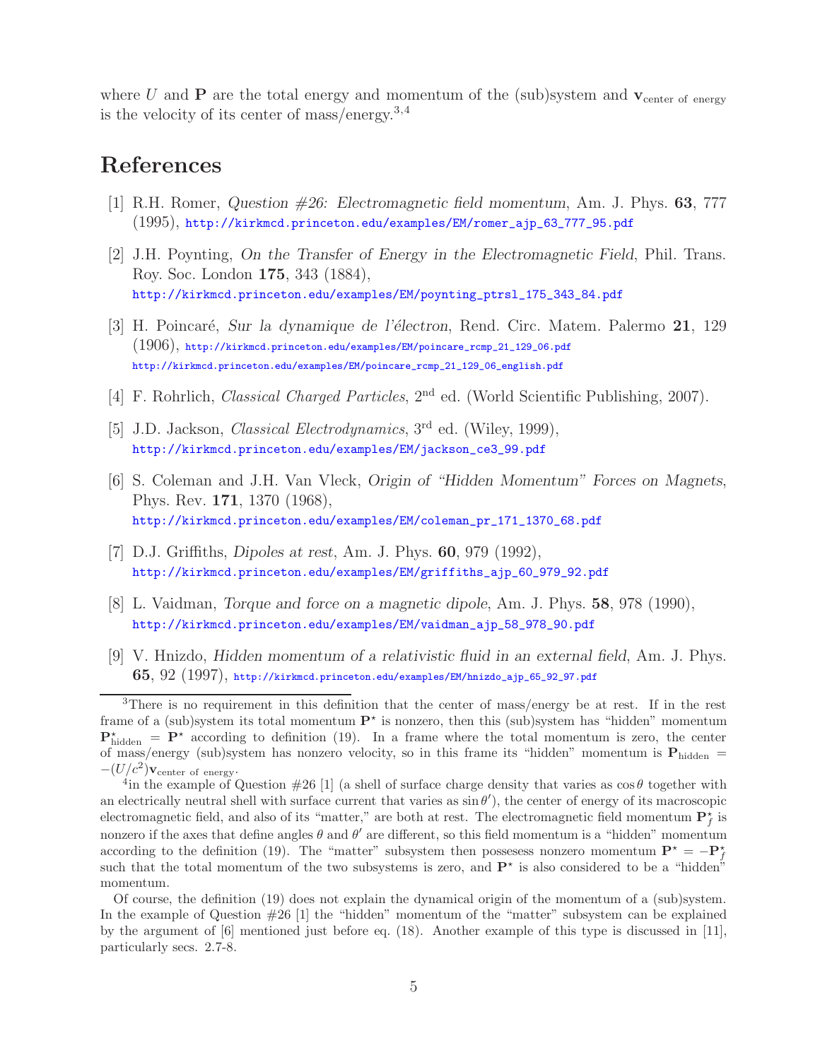where $U$ and $\mathbf{P}$ are the total energy and momentum of the (sub)system and $\mathbf{v}_{\text{center of energy}}$ is the velocity of its center of mass/energy.[3,4]

## References

[1] R.H. Romer, *Question #26: Electromagnetic field momentum*, Am. J. Phys. **63**, 777 (1995), http://kirkmcd.princeton.edu/examples/EM/romer_ajp_63_777_95.pdf

[2] J.H. Poynting, *On the Transfer of Energy in the Electromagnetic Field*, Phil. Trans. Roy. Soc. London **175**, 343 (1884), http://kirkmcd.princeton.edu/examples/EM/poynting_ptrsl_175_343_84.pdf

[3] H. Poincaré, *Sur la dynamique de l'électron*, Rend. Circ. Matem. Palermo **21**, 129 (1906), http://kirkmcd.princeton.edu/examples/EM/poincare_rcmp_21_129_06.pdf http://kirkmcd.princeton.edu/examples/EM/poincare_rcmp_21_129_06_english.pdf

[4] F. Rohrlich, *Classical Charged Particles*, 2nd ed. (World Scientific Publishing, 2007).

[5] J.D. Jackson, *Classical Electrodynamics*, 3rd ed. (Wiley, 1999), http://kirkmcd.princeton.edu/examples/EM/jackson_ce3_99.pdf

[6] S. Coleman and J.H. Van Vleck, *Origin of "Hidden Momentum" Forces on Magnets*, Phys. Rev. **171**, 1370 (1968), http://kirkmcd.princeton.edu/examples/EM/coleman_pr_171_1370_68.pdf

[7] D.J. Griffiths, *Dipoles at rest*, Am. J. Phys. **60**, 979 (1992), http://kirkmcd.princeton.edu/examples/EM/griffiths_ajp_60_979_92.pdf

[8] L. Vaidman, *Torque and force on a magnetic dipole*, Am. J. Phys. **58**, 978 (1990), http://kirkmcd.princeton.edu/examples/EM/vaidman_ajp_58_978_90.pdf

[9] V. Hnizdo, *Hidden momentum of a relativistic fluid in an external field*, Am. J. Phys. **65**, 92 (1997), http://kirkmcd.princeton.edu/examples/EM/hnizdo_ajp_65_92_97.pdf

---

[3]There is no requirement in this definition that the center of mass/energy be at rest. If in the rest frame of a (sub)system its total momentum $\mathbf{P}^\star$ is nonzero, then this (sub)system has "hidden" momentum $\mathbf{P}^\star_{\text{hidden}} = \mathbf{P}^\star$ according to definition (19). In a frame where the total momentum is zero, the center of mass/energy (sub)system has nonzero velocity, so in this frame its "hidden" momentum is $\mathbf{P}_{\text{hidden}} = -(U/c^2)\mathbf{v}_{\text{center of energy}}$.

[4]in the example of Question #26 [1] (a shell of surface charge density that varies as $\cos\theta$ together with an electrically neutral shell with surface current that varies as $\sin\theta'$), the center of energy of its macroscopic electromagnetic field, and also of its "matter," are both at rest. The electromagnetic field momentum $\mathbf{P}^\star_f$ is nonzero if the axes that define angles $\theta$ and $\theta'$ are different, so this field momentum is a "hidden" momentum according to the definition (19). The "matter" subsystem then possesess nonzero momentum $\mathbf{P}^\star = -\mathbf{P}^\star_f$ such that the total momentum of the two subsystems is zero, and $\mathbf{P}^\star$ is also considered to be a "hidden" momentum.

Of course, the definition (19) does not explain the dynamical origin of the momentum of a (sub)system. In the example of Question #26 [1] the "hidden" momentum of the "matter" subsystem can be explained by the argument of [6] mentioned just before eq. (18). Another example of this type is discussed in [11], particularly secs. 2.7-8.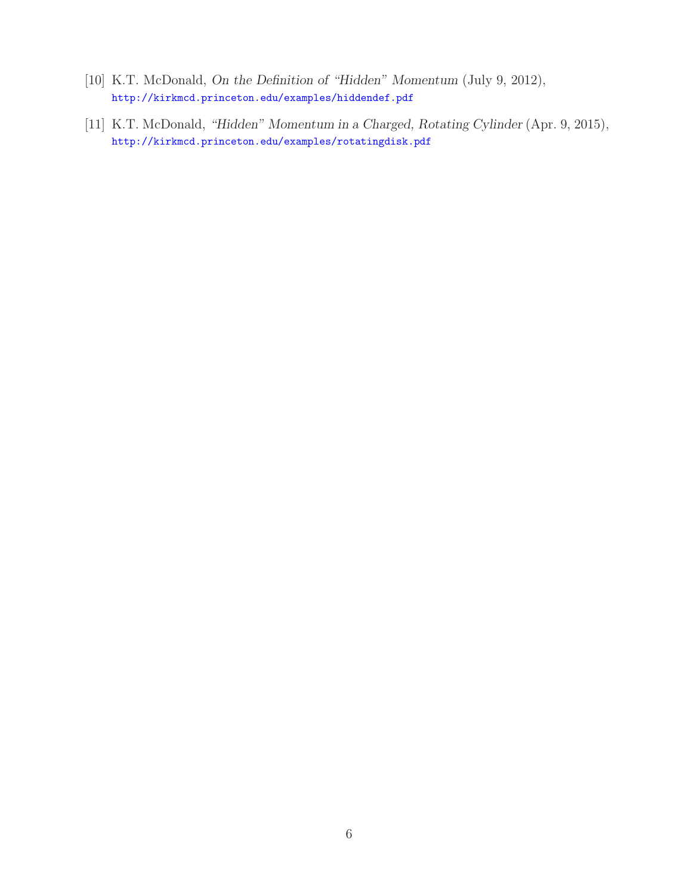[10] K.T. McDonald, *On the Definition of "Hidden" Momentum* (July 9, 2012),
http://kirkmcd.princeton.edu/examples/hiddendef.pdf

[11] K.T. McDonald, *"Hidden" Momentum in a Charged, Rotating Cylinder* (Apr. 9, 2015),
http://kirkmcd.princeton.edu/examples/rotatingdisk.pdf